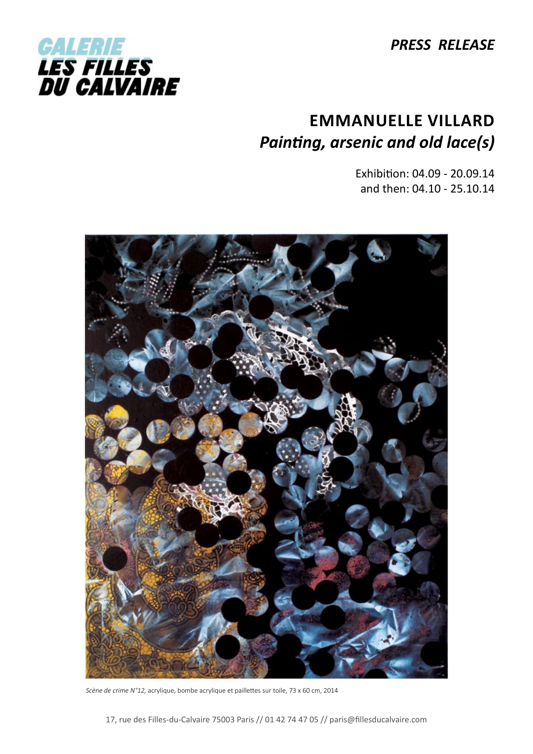GALERIE
LES FILLES
DU CALVAIRE

*PRESS RELEASE*

# EMMANUELLE VILLARD

## *Painting, arsenic and old lace(s)*

Exhibition: 04.09 - 20.09.14
and then: 04.10 - 25.10.14

*Scène de crime N°12,* acrylique, bombe acrylique et paillettes sur toile, 73 x 60 cm, 2014

17, rue des Filles-du-Calvaire 75003 Paris // 01 42 74 47 05 // paris@fillesducalvaire.com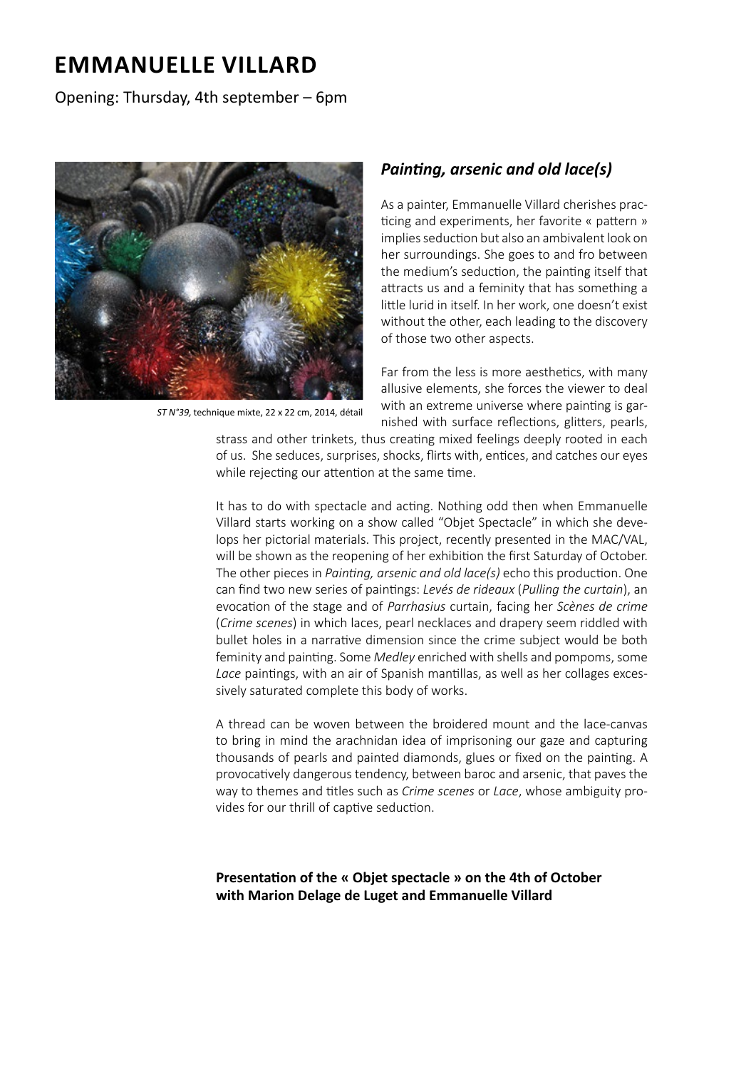# EMMANUELLE VILLARD

Opening: Thursday, 4th september – 6pm

*ST N°39*, technique mixte, 22 x 22 cm, 2014, détail

## *Painting, arsenic and old lace(s)*

As a painter, Emmanuelle Villard cherishes practicing and experiments, her favorite « pattern » implies seduction but also an ambivalent look on her surroundings. She goes to and fro between the medium's seduction, the painting itself that attracts us and a feminity that has something a little lurid in itself. In her work, one doesn't exist without the other, each leading to the discovery of those two other aspects.

Far from the less is more aesthetics, with many allusive elements, she forces the viewer to deal with an extreme universe where painting is garnished with surface reflections, glitters, pearls, strass and other trinkets, thus creating mixed feelings deeply rooted in each of us. She seduces, surprises, shocks, flirts with, entices, and catches our eyes while rejecting our attention at the same time.

It has to do with spectacle and acting. Nothing odd then when Emmanuelle Villard starts working on a show called "Objet Spectacle" in which she develops her pictorial materials. This project, recently presented in the MAC/VAL, will be shown as the reopening of her exhibition the first Saturday of October. The other pieces in *Painting, arsenic and old lace(s)* echo this production. One can find two new series of paintings: *Levés de rideaux* (*Pulling the curtain*), an evocation of the stage and of *Parrhasius* curtain, facing her *Scènes de crime* (*Crime scenes*) in which laces, pearl necklaces and drapery seem riddled with bullet holes in a narrative dimension since the crime subject would be both feminity and painting. Some *Medley* enriched with shells and pompoms, some *Lace* paintings, with an air of Spanish mantillas, as well as her collages excessively saturated complete this body of works.

A thread can be woven between the broidered mount and the lace-canvas to bring in mind the arachnidan idea of imprisoning our gaze and capturing thousands of pearls and painted diamonds, glues or fixed on the painting. A provocatively dangerous tendency, between baroc and arsenic, that paves the way to themes and titles such as *Crime scenes* or *Lace*, whose ambiguity provides for our thrill of captive seduction.

**Presentation of the « Objet spectacle » on the 4th of October with Marion Delage de Luget and Emmanuelle Villard**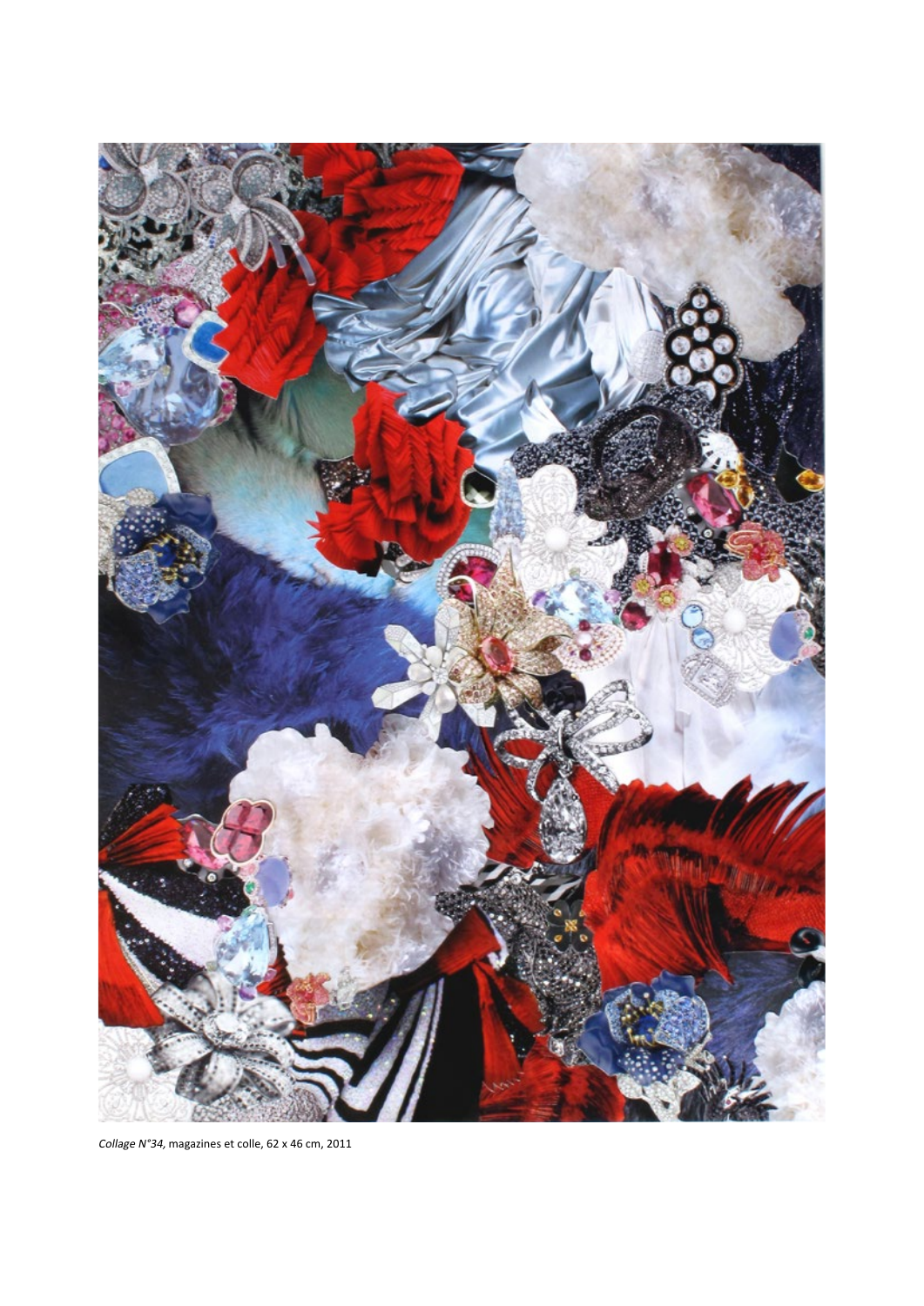*Collage N°34,* magazines et colle, 62 x 46 cm, 2011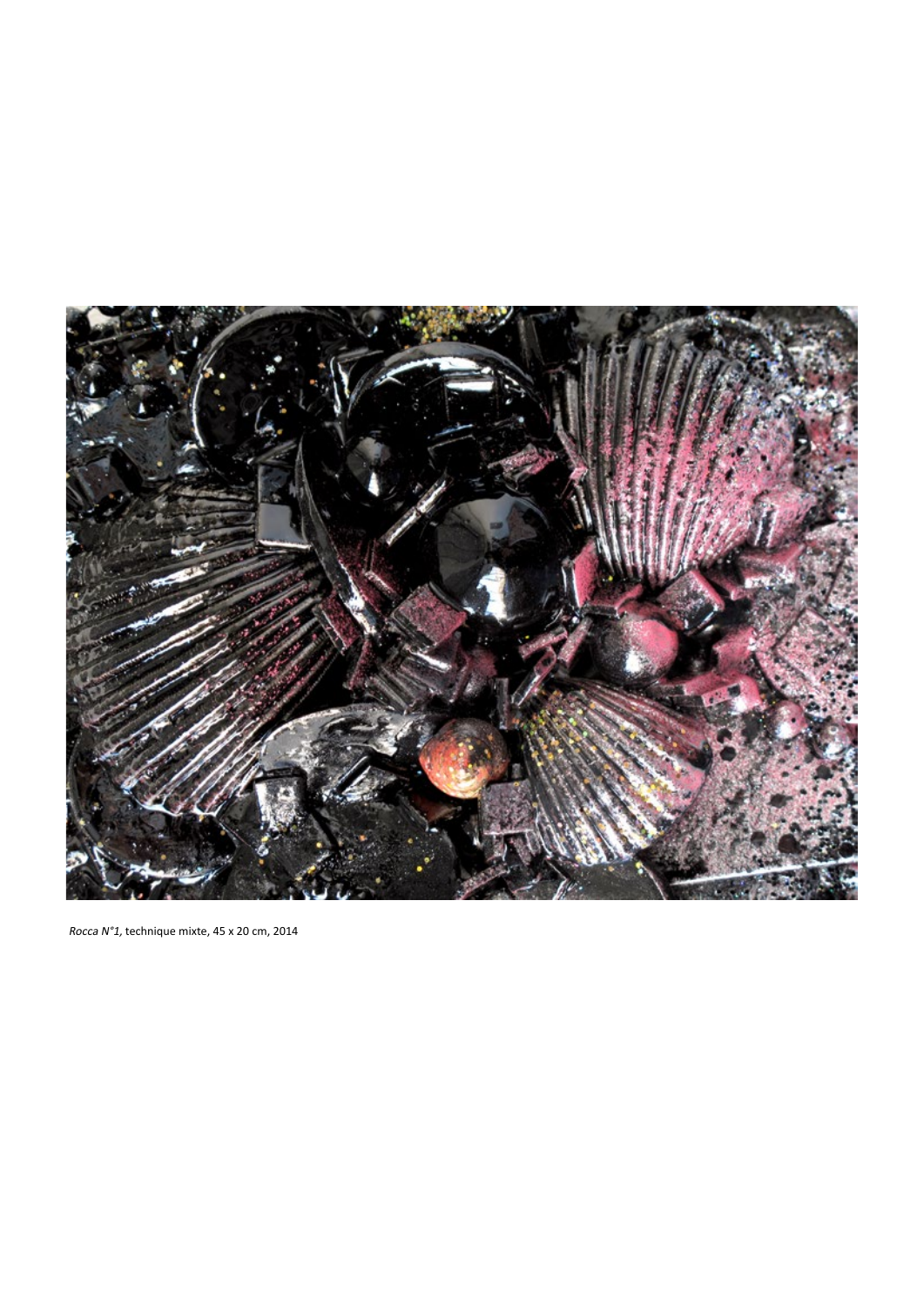*Rocca N°1,* technique mixte, 45 x 20 cm, 2014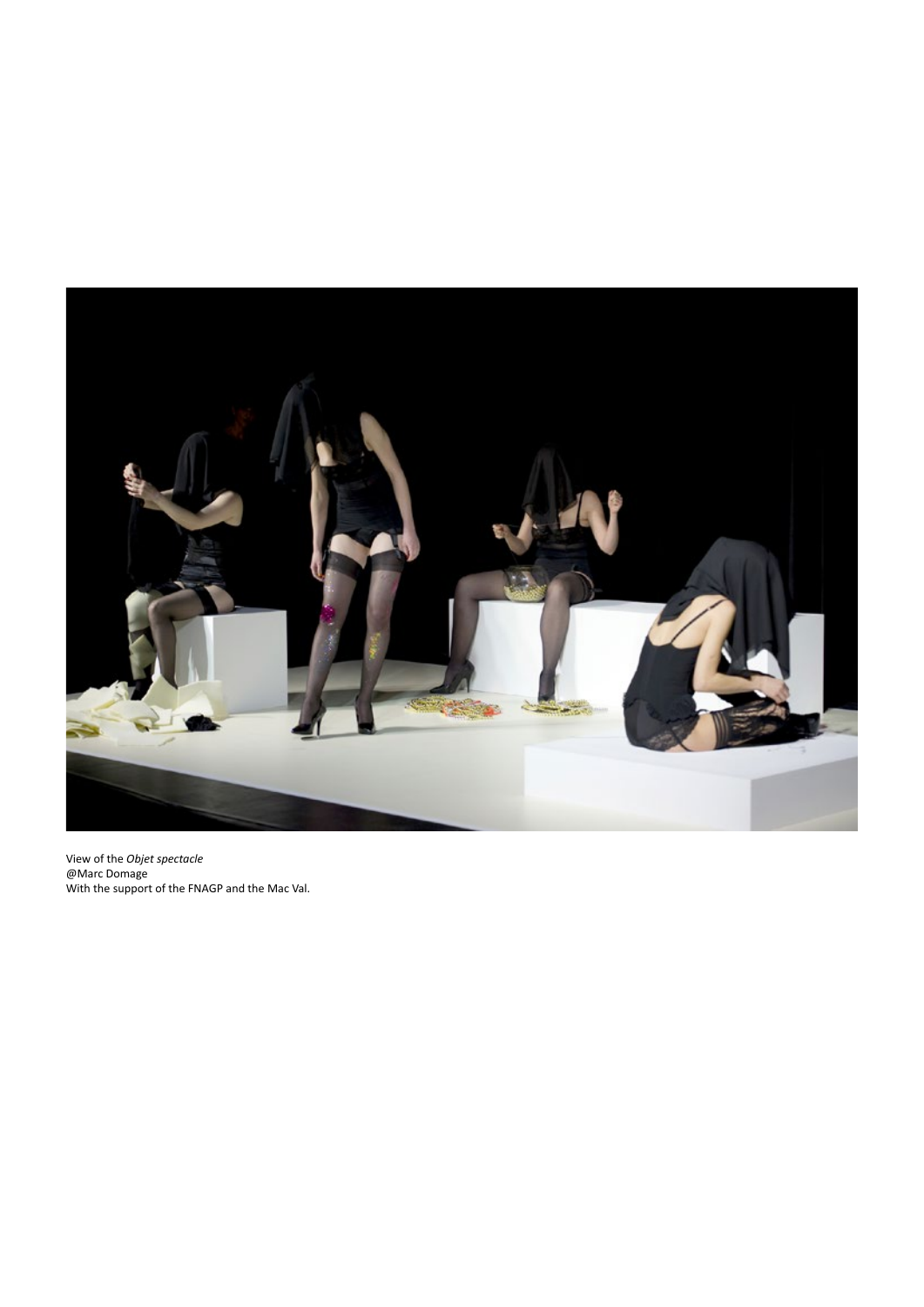View of the *Objet spectacle*
@Marc Domage
With the support of the FNAGP and the Mac Val.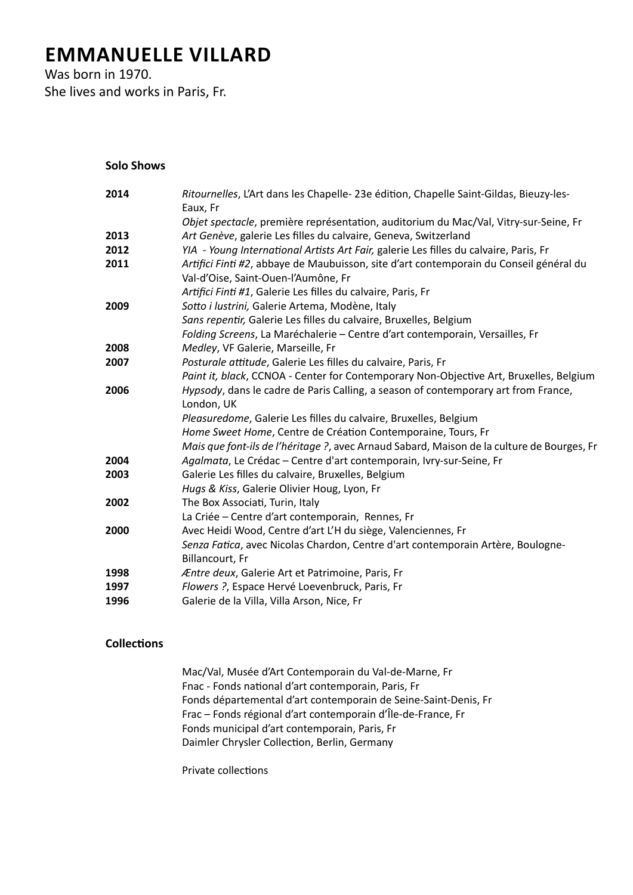# EMMANUELLE VILLARD

Was born in 1970.
She lives and works in Paris, Fr.

### Solo Shows

**2014**
*Ritournelles*, L'Art dans les Chapelle- 23e édition, Chapelle Saint-Gildas, Bieuzy-les-Eaux, Fr
*Objet spectacle*, première représentation, auditorium du Mac/Val, Vitry-sur-Seine, Fr

**2013**
*Art Genève*, galerie Les filles du calvaire, Geneva, Switzerland

**2012**
*YIA - Young International Artists Art Fair,* galerie Les filles du calvaire, Paris, Fr

**2011**
*Artifici Finti #2*, abbaye de Maubuisson, site d'art contemporain du Conseil général du Val-d'Oise, Saint-Ouen-l'Aumône, Fr
*Artifici Finti #1*, Galerie Les filles du calvaire, Paris, Fr

**2009**
*Sotto i lustrini,* Galerie Artema, Modène, Italy
*Sans repentir,* Galerie Les filles du calvaire, Bruxelles, Belgium
*Folding Screens*, La Maréchalerie – Centre d'art contemporain, Versailles, Fr

**2008**
*Medley*, VF Galerie, Marseille, Fr

**2007**
*Posturale attitude*, Galerie Les filles du calvaire, Paris, Fr
*Paint it, black*, CCNOA - Center for Contemporary Non-Objective Art, Bruxelles, Belgium

**2006**
*Hypsody*, dans le cadre de Paris Calling, a season of contemporary art from France, London, UK
*Pleasuredome*, Galerie Les filles du calvaire, Bruxelles, Belgium
*Home Sweet Home*, Centre de Création Contemporaine, Tours, Fr
*Mais que font-ils de l'héritage ?*, avec Arnaud Sabard, Maison de la culture de Bourges, Fr

**2004**
*Agalmata*, Le Crédac – Centre d'art contemporain, Ivry-sur-Seine, Fr

**2003**
Galerie Les filles du calvaire, Bruxelles, Belgium
*Hugs & Kiss*, Galerie Olivier Houg, Lyon, Fr

**2002**
The Box Associati, Turin, Italy
La Criée – Centre d'art contemporain, Rennes, Fr

**2000**
Avec Heidi Wood, Centre d'art L'H du siège, Valenciennes, Fr
*Senza Fatica*, avec Nicolas Chardon, Centre d'art contemporain Artère, Boulogne-Billancourt, Fr

**1998**
*Æntre deux*, Galerie Art et Patrimoine, Paris, Fr

**1997**
*Flowers ?*, Espace Hervé Loevenbruck, Paris, Fr

**1996**
Galerie de la Villa, Villa Arson, Nice, Fr

### Collections

Mac/Val, Musée d'Art Contemporain du Val-de-Marne, Fr
Fnac - Fonds national d'art contemporain, Paris, Fr
Fonds départemental d'art contemporain de Seine-Saint-Denis, Fr
Frac – Fonds régional d'art contemporain d'Île-de-France, Fr
Fonds municipal d'art contemporain, Paris, Fr
Daimler Chrysler Collection, Berlin, Germany

Private collections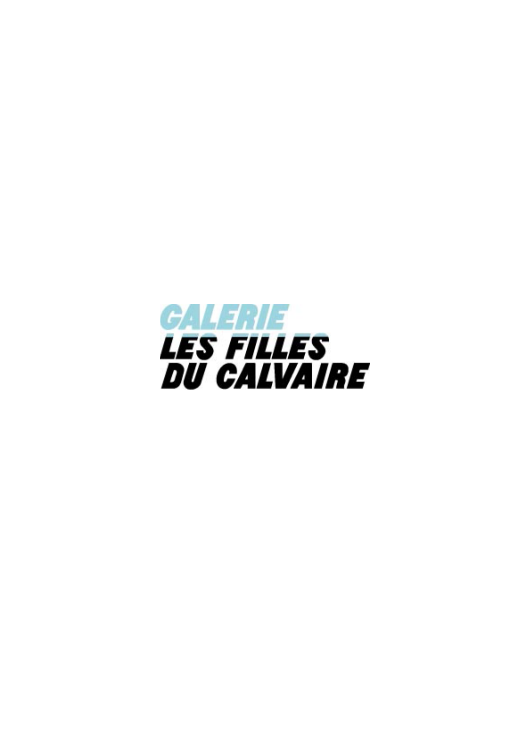GALERIE
LES FILLES
DU CALVAIRE